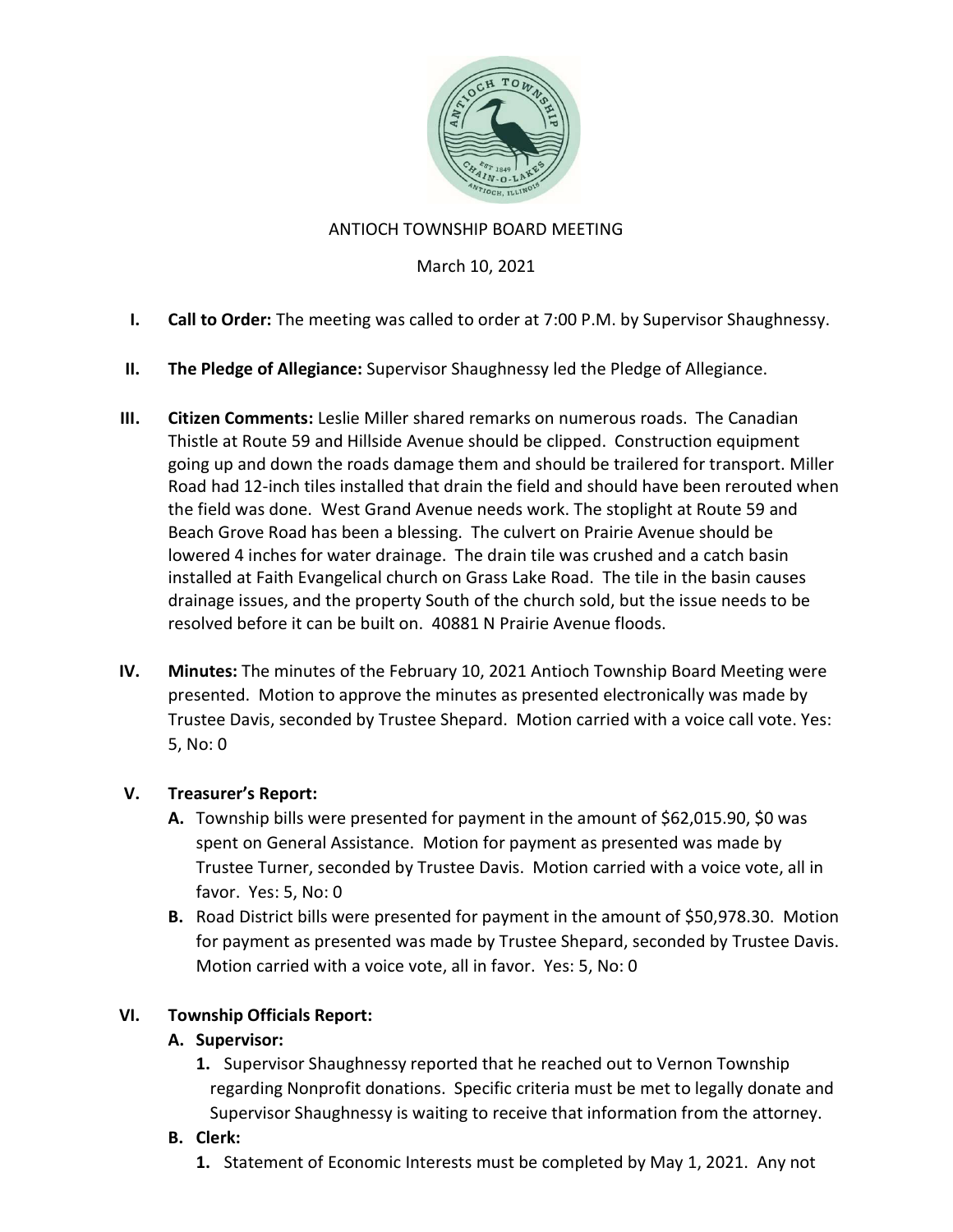# ANTIOCH TOWNSHIP BOARD MEETING

March 10, 2021

I. **Call to Order:** The meeting was called to order at 7:00 P.M. by Supervisor Shaughnessy.

II. **The Pledge of Allegiance:** Supervisor Shaughnessy led the Pledge of Allegiance.

III. **Citizen Comments:** Leslie Miller shared remarks on numerous roads. The Canadian Thistle at Route 59 and Hillside Avenue should be clipped. Construction equipment going up and down the roads damage them and should be trailered for transport. Miller Road had 12-inch tiles installed that drain the field and should have been rerouted when the field was done. West Grand Avenue needs work. The stoplight at Route 59 and Beach Grove Road has been a blessing. The culvert on Prairie Avenue should be lowered 4 inches for water drainage. The drain tile was crushed and a catch basin installed at Faith Evangelical church on Grass Lake Road. The tile in the basin causes drainage issues, and the property South of the church sold, but the issue needs to be resolved before it can be built on. 40881 N Prairie Avenue floods.

IV. **Minutes:** The minutes of the February 10, 2021 Antioch Township Board Meeting were presented. Motion to approve the minutes as presented electronically was made by Trustee Davis, seconded by Trustee Shepard. Motion carried with a voice call vote. Yes: 5, No: 0

V. **Treasurer's Report:**

   **A.** Township bills were presented for payment in the amount of $62,015.90, $0 was spent on General Assistance. Motion for payment as presented was made by Trustee Turner, seconded by Trustee Davis. Motion carried with a voice vote, all in favor. Yes: 5, No: 0

   **B.** Road District bills were presented for payment in the amount of $50,978.30. Motion for payment as presented was made by Trustee Shepard, seconded by Trustee Davis. Motion carried with a voice vote, all in favor. Yes: 5, No: 0

VI. **Township Officials Report:**

   **A. Supervisor:**

   **1.** Supervisor Shaughnessy reported that he reached out to Vernon Township regarding Nonprofit donations. Specific criteria must be met to legally donate and Supervisor Shaughnessy is waiting to receive that information from the attorney.

   **B. Clerk:**

   **1.** Statement of Economic Interests must be completed by May 1, 2021. Any not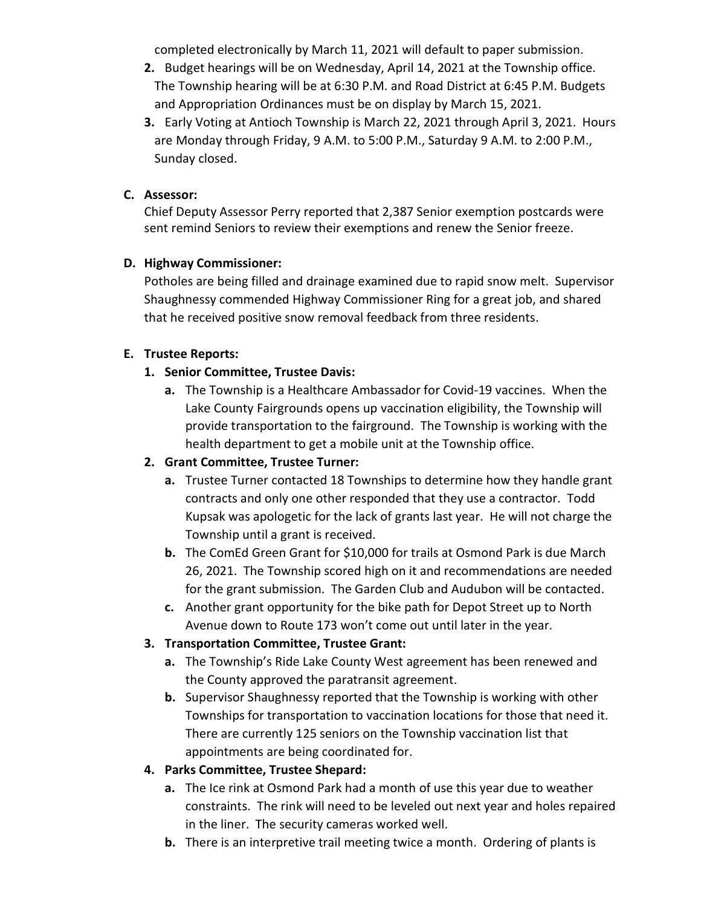completed electronically by March 11, 2021 will default to paper submission.

2. Budget hearings will be on Wednesday, April 14, 2021 at the Township office. The Township hearing will be at 6:30 P.M. and Road District at 6:45 P.M. Budgets and Appropriation Ordinances must be on display by March 15, 2021.
3. Early Voting at Antioch Township is March 22, 2021 through April 3, 2021. Hours are Monday through Friday, 9 A.M. to 5:00 P.M., Saturday 9 A.M. to 2:00 P.M., Sunday closed.

**C. Assessor:**

Chief Deputy Assessor Perry reported that 2,387 Senior exemption postcards were sent remind Seniors to review their exemptions and renew the Senior freeze.

**D. Highway Commissioner:**

Potholes are being filled and drainage examined due to rapid snow melt. Supervisor Shaughnessy commended Highway Commissioner Ring for a great job, and shared that he received positive snow removal feedback from three residents.

**E. Trustee Reports:**

1. **Senior Committee, Trustee Davis:**
   a. The Township is a Healthcare Ambassador for Covid-19 vaccines. When the Lake County Fairgrounds opens up vaccination eligibility, the Township will provide transportation to the fairground. The Township is working with the health department to get a mobile unit at the Township office.
2. **Grant Committee, Trustee Turner:**
   a. Trustee Turner contacted 18 Townships to determine how they handle grant contracts and only one other responded that they use a contractor. Todd Kupsak was apologetic for the lack of grants last year. He will not charge the Township until a grant is received.
   b. The ComEd Green Grant for $10,000 for trails at Osmond Park is due March 26, 2021. The Township scored high on it and recommendations are needed for the grant submission. The Garden Club and Audubon will be contacted.
   c. Another grant opportunity for the bike path for Depot Street up to North Avenue down to Route 173 won't come out until later in the year.
3. **Transportation Committee, Trustee Grant:**
   a. The Township's Ride Lake County West agreement has been renewed and the County approved the paratransit agreement.
   b. Supervisor Shaughnessy reported that the Township is working with other Townships for transportation to vaccination locations for those that need it. There are currently 125 seniors on the Township vaccination list that appointments are being coordinated for.
4. **Parks Committee, Trustee Shepard:**
   a. The Ice rink at Osmond Park had a month of use this year due to weather constraints. The rink will need to be leveled out next year and holes repaired in the liner. The security cameras worked well.
   b. There is an interpretive trail meeting twice a month. Ordering of plants is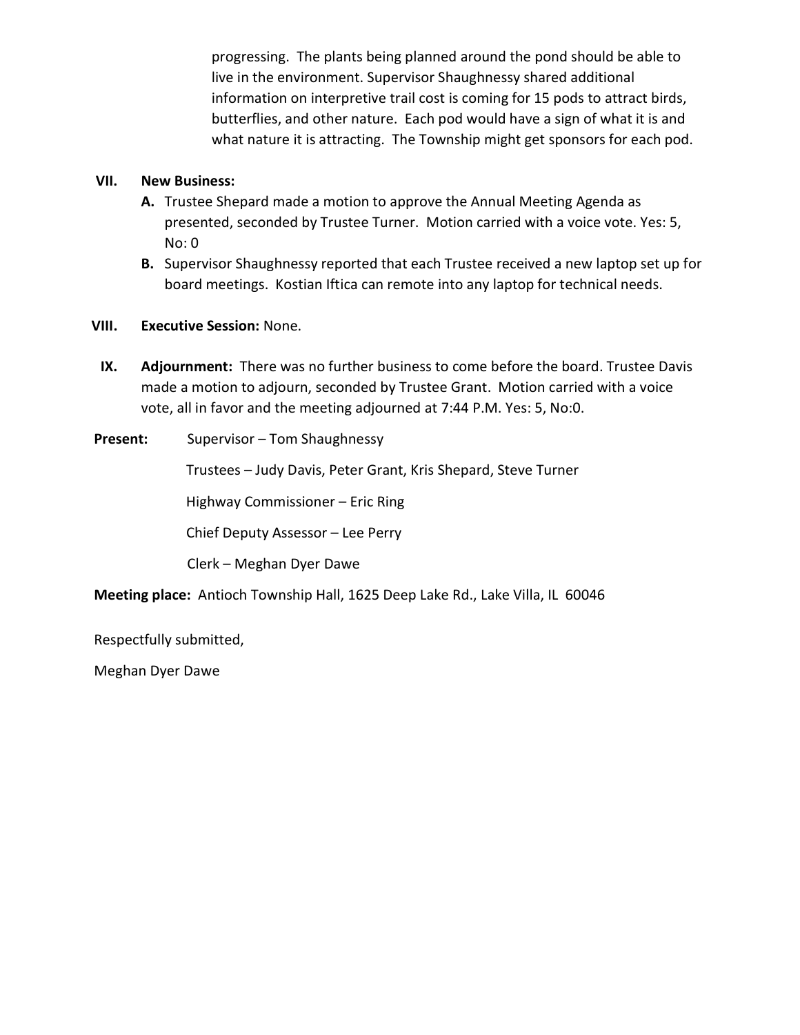progressing. The plants being planned around the pond should be able to live in the environment. Supervisor Shaughnessy shared additional information on interpretive trail cost is coming for 15 pods to attract birds, butterflies, and other nature. Each pod would have a sign of what it is and what nature it is attracting. The Township might get sponsors for each pod.

**VII. New Business:**

**A.** Trustee Shepard made a motion to approve the Annual Meeting Agenda as presented, seconded by Trustee Turner. Motion carried with a voice vote. Yes: 5, No: 0

**B.** Supervisor Shaughnessy reported that each Trustee received a new laptop set up for board meetings. Kostian Iftica can remote into any laptop for technical needs.

**VIII. Executive Session:** None.

**IX. Adjournment:** There was no further business to come before the board. Trustee Davis made a motion to adjourn, seconded by Trustee Grant. Motion carried with a voice vote, all in favor and the meeting adjourned at 7:44 P.M. Yes: 5, No:0.

**Present:** Supervisor – Tom Shaughnessy

Trustees – Judy Davis, Peter Grant, Kris Shepard, Steve Turner

Highway Commissioner – Eric Ring

Chief Deputy Assessor – Lee Perry

Clerk – Meghan Dyer Dawe

**Meeting place:** Antioch Township Hall, 1625 Deep Lake Rd., Lake Villa, IL 60046

Respectfully submitted,

Meghan Dyer Dawe